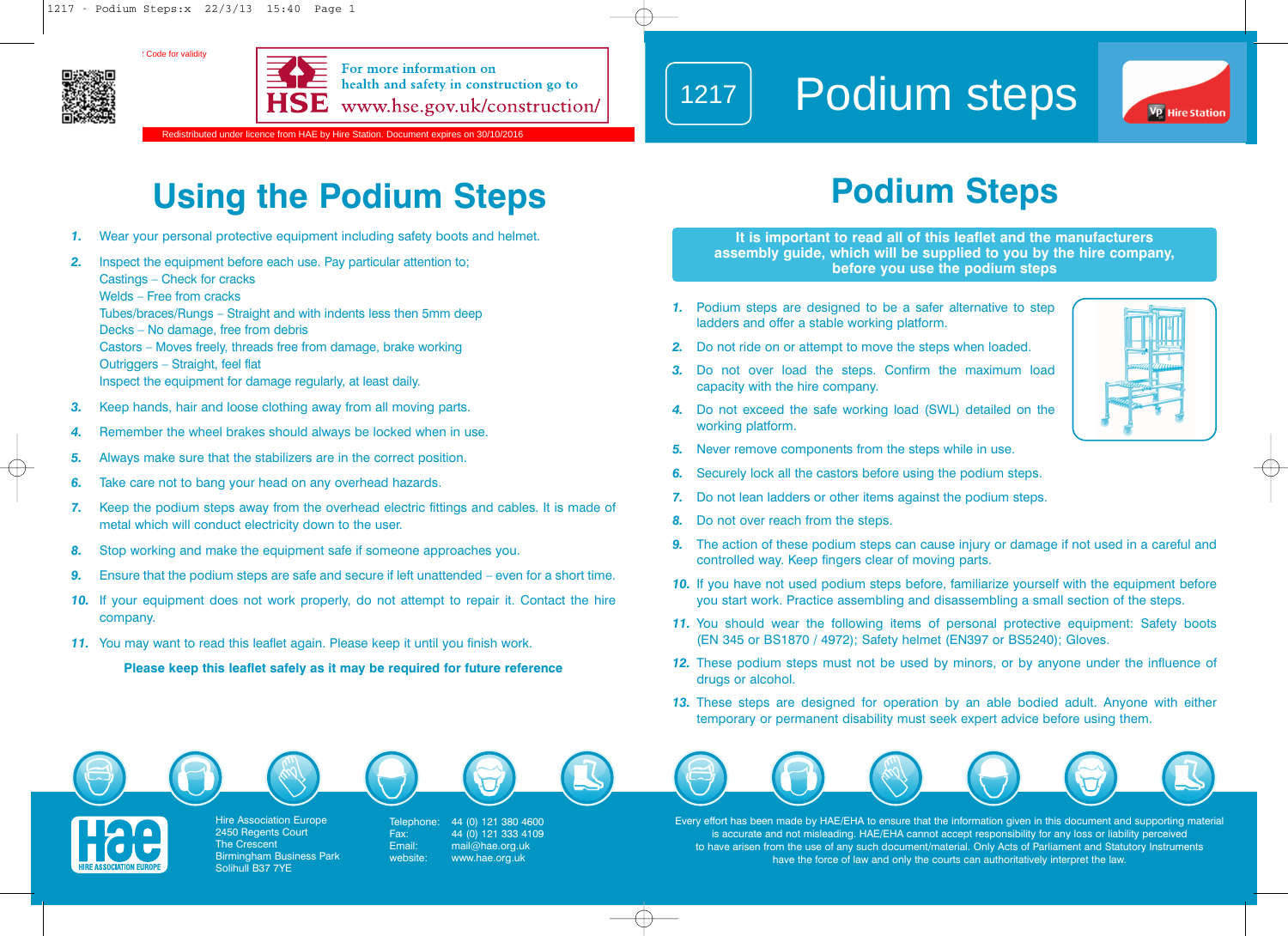Code for validity

For more information on health and safety in construction go to www.hse.gov.uk/construction/

Redistributed under licence from HAE by Hire Station. Document expires on 30/10/2016

1217 Podium steps

# Using the Podium Steps

1. Wear your personal protective equipment including safety boots and helmet.
2. Inspect the equipment before each use. Pay particular attention to;
   Castings – Check for cracks
   Welds – Free from cracks
   Tubes/braces/Rungs – Straight and with indents less then 5mm deep
   Decks – No damage, free from debris
   Castors – Moves freely, threads free from damage, brake working
   Outriggers – Straight, feel flat
   Inspect the equipment for damage regularly, at least daily.
3. Keep hands, hair and loose clothing away from all moving parts.
4. Remember the wheel brakes should always be locked when in use.
5. Always make sure that the stabilizers are in the correct position.
6. Take care not to bang your head on any overhead hazards.
7. Keep the podium steps away from the overhead electric fittings and cables. It is made of metal which will conduct electricity down to the user.
8. Stop working and make the equipment safe if someone approaches you.
9. Ensure that the podium steps are safe and secure if left unattended – even for a short time.
10. If your equipment does not work properly, do not attempt to repair it. Contact the hire company.
11. You may want to read this leaflet again. Please keep it until you finish work.

**Please keep this leaflet safely as it may be required for future reference**

# Podium Steps

**It is important to read all of this leaflet and the manufacturers assembly guide, which will be supplied to you by the hire company, before you use the podium steps**

1. Podium steps are designed to be a safer alternative to step ladders and offer a stable working platform.
2. Do not ride on or attempt to move the steps when loaded.
3. Do not over load the steps. Confirm the maximum load capacity with the hire company.
4. Do not exceed the safe working load (SWL) detailed on the working platform.
5. Never remove components from the steps while in use.
6. Securely lock all the castors before using the podium steps.
7. Do not lean ladders or other items against the podium steps.
8. Do not over reach from the steps.
9. The action of these podium steps can cause injury or damage if not used in a careful and controlled way. Keep fingers clear of moving parts.
10. If you have not used podium steps before, familiarize yourself with the equipment before you start work. Practice assembling and disassembling a small section of the steps.
11. You should wear the following items of personal protective equipment: Safety boots (EN 345 or BS1870 / 4972); Safety helmet (EN397 or BS5240); Gloves.
12. These podium steps must not be used by minors, or by anyone under the influence of drugs or alcohol.
13. These steps are designed for operation by an able bodied adult. Anyone with either temporary or permanent disability must seek expert advice before using them.

Hire Association Europe
2450 Regents Court
The Crescent
Birmingham Business Park
Solihull B37 7YE

Telephone: 44 (0) 121 380 4600
Fax: 44 (0) 121 333 4109
Email: mail@hae.org.uk
website: www.hae.org.uk

Every effort has been made by HAE/EHA to ensure that the information given in this document and supporting material is accurate and not misleading. HAE/EHA cannot accept responsibility for any loss or liability perceived to have arisen from the use of any such document/material. Only Acts of Parliament and Statutory Instruments have the force of law and only the courts can authoritatively interpret the law.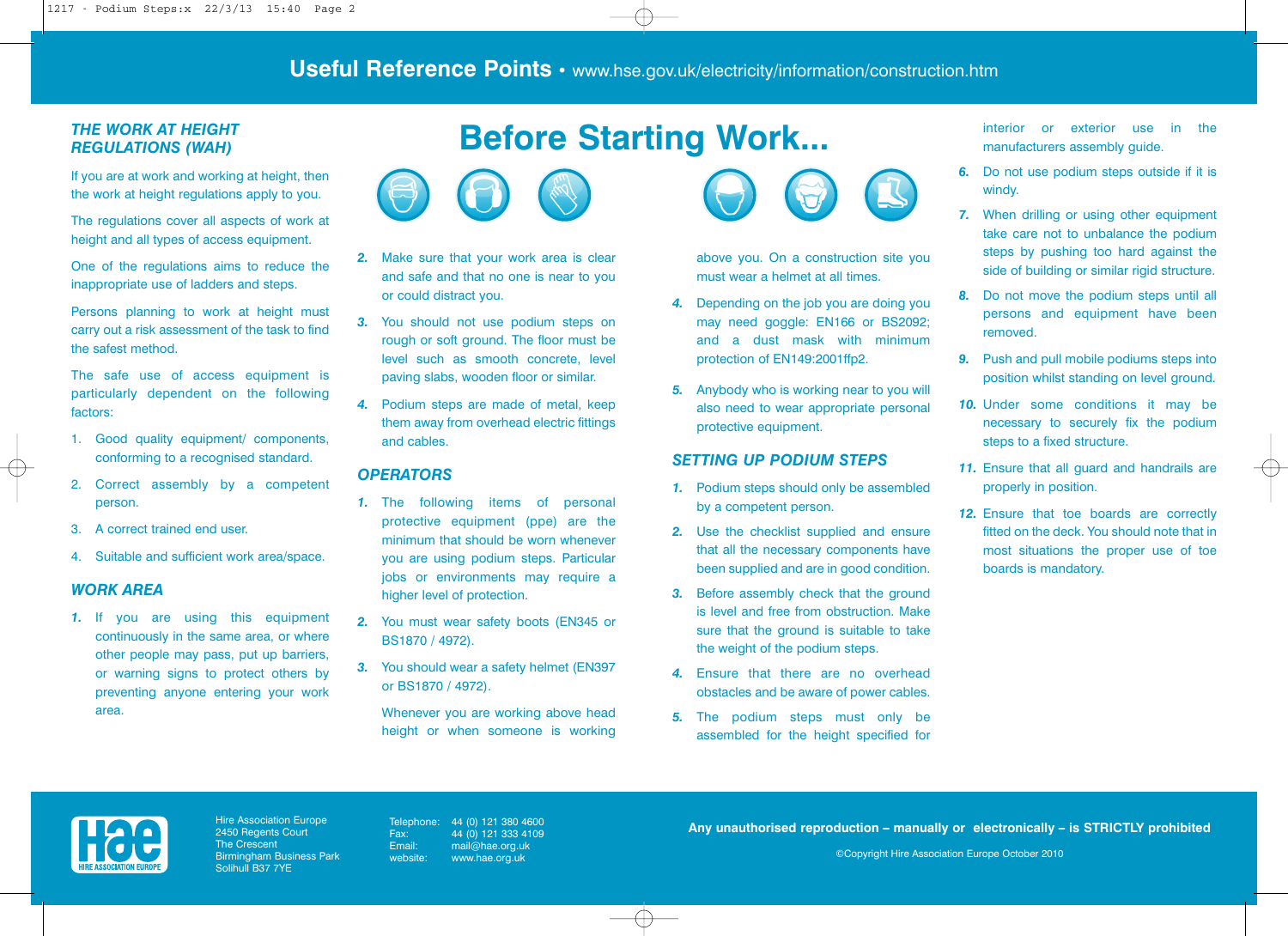## Useful Reference Points • www.hse.gov.uk/electricity/information/construction.htm

### THE WORK AT HEIGHT REGULATIONS (WAH)

If you are at work and working at height, then the work at height regulations apply to you.

The regulations cover all aspects of work at height and all types of access equipment.

One of the regulations aims to reduce the inappropriate use of ladders and steps.

Persons planning to work at height must carry out a risk assessment of the task to find the safest method.

The safe use of access equipment is particularly dependent on the following factors:

1. Good quality equipment/ components, conforming to a recognised standard.
2. Correct assembly by a competent person.
3. A correct trained end user.
4. Suitable and sufficient work area/space.

### WORK AREA

1. If you are using this equipment continuously in the same area, or where other people may pass, put up barriers, or warning signs to protect others by preventing anyone entering your work area.

# Before Starting Work...

2. Make sure that your work area is clear and safe and that no one is near to you or could distract you.
3. You should not use podium steps on rough or soft ground. The floor must be level such as smooth concrete, level paving slabs, wooden floor or similar.
4. Podium steps are made of metal, keep them away from overhead electric fittings and cables.

### OPERATORS

1. The following items of personal protective equipment (ppe) are the minimum that should be worn whenever you are using podium steps. Particular jobs or environments may require a higher level of protection.
2. You must wear safety boots (EN345 or BS1870 / 4972).
3. You should wear a safety helmet (EN397 or BS1870 / 4972).

   Whenever you are working above head height or when someone is working above you. On a construction site you must wear a helmet at all times.
4. Depending on the job you are doing you may need goggle: EN166 or BS2092; and a dust mask with minimum protection of EN149:2001ffp2.
5. Anybody who is working near to you will also need to wear appropriate personal protective equipment.

### SETTING UP PODIUM STEPS

1. Podium steps should only be assembled by a competent person.
2. Use the checklist supplied and ensure that all the necessary components have been supplied and are in good condition.
3. Before assembly check that the ground is level and free from obstruction. Make sure that the ground is suitable to take the weight of the podium steps.
4. Ensure that there are no overhead obstacles and be aware of power cables.
5. The podium steps must only be assembled for the height specified for interior or exterior use in the manufacturers assembly guide.
6. Do not use podium steps outside if it is windy.
7. When drilling or using other equipment take care not to unbalance the podium steps by pushing too hard against the side of building or similar rigid structure.
8. Do not move the podium steps until all persons and equipment have been removed.
9. Push and pull mobile podiums steps into position whilst standing on level ground.
10. Under some conditions it may be necessary to securely fix the podium steps to a fixed structure.
11. Ensure that all guard and handrails are properly in position.
12. Ensure that toe boards are correctly fitted on the deck. You should note that in most situations the proper use of toe boards is mandatory.

---

HAE HIRE ASSOCIATION EUROPE

Hire Association Europe
2450 Regents Court
The Crescent
Birmingham Business Park
Solihull B37 7YE

Telephone: 44 (0) 121 380 4600
Fax: 44 (0) 121 333 4109
Email: mail@hae.org.uk
website: www.hae.org.uk

**Any unauthorised reproduction – manually or electronically – is STRICTLY prohibited**

©Copyright Hire Association Europe October 2010